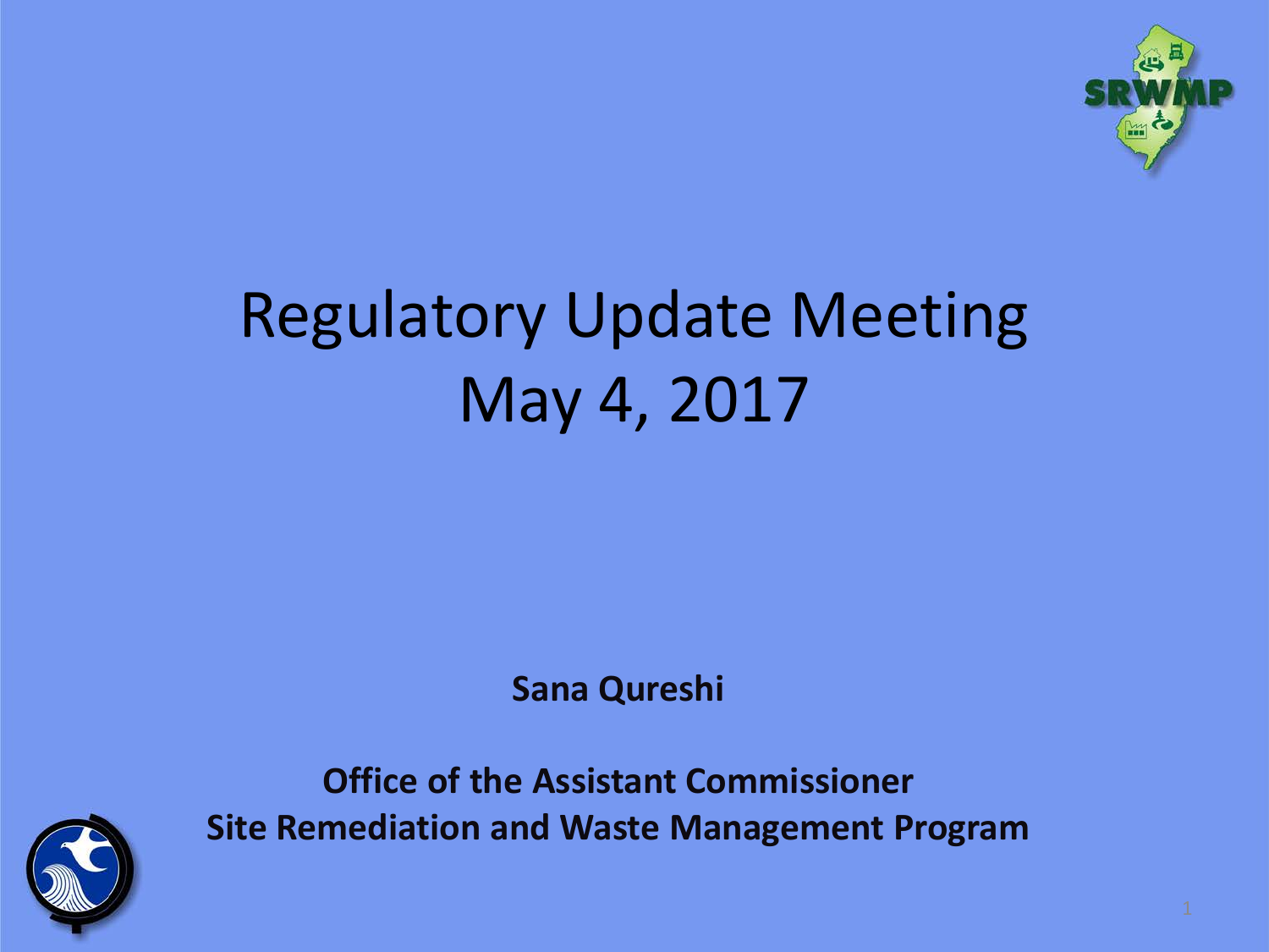# Regulatory Update Meeting
# May 4, 2017

**Sana Qureshi**

**Office of the Assistant Commissioner**
**Site Remediation and Waste Management Program**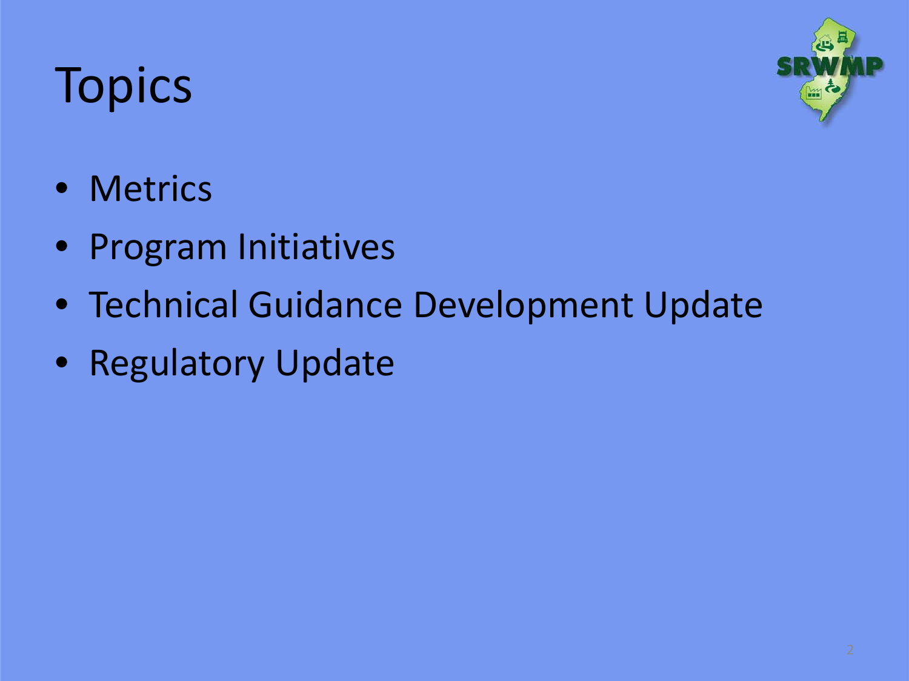# Topics

- Metrics
- Program Initiatives
- Technical Guidance Development Update
- Regulatory Update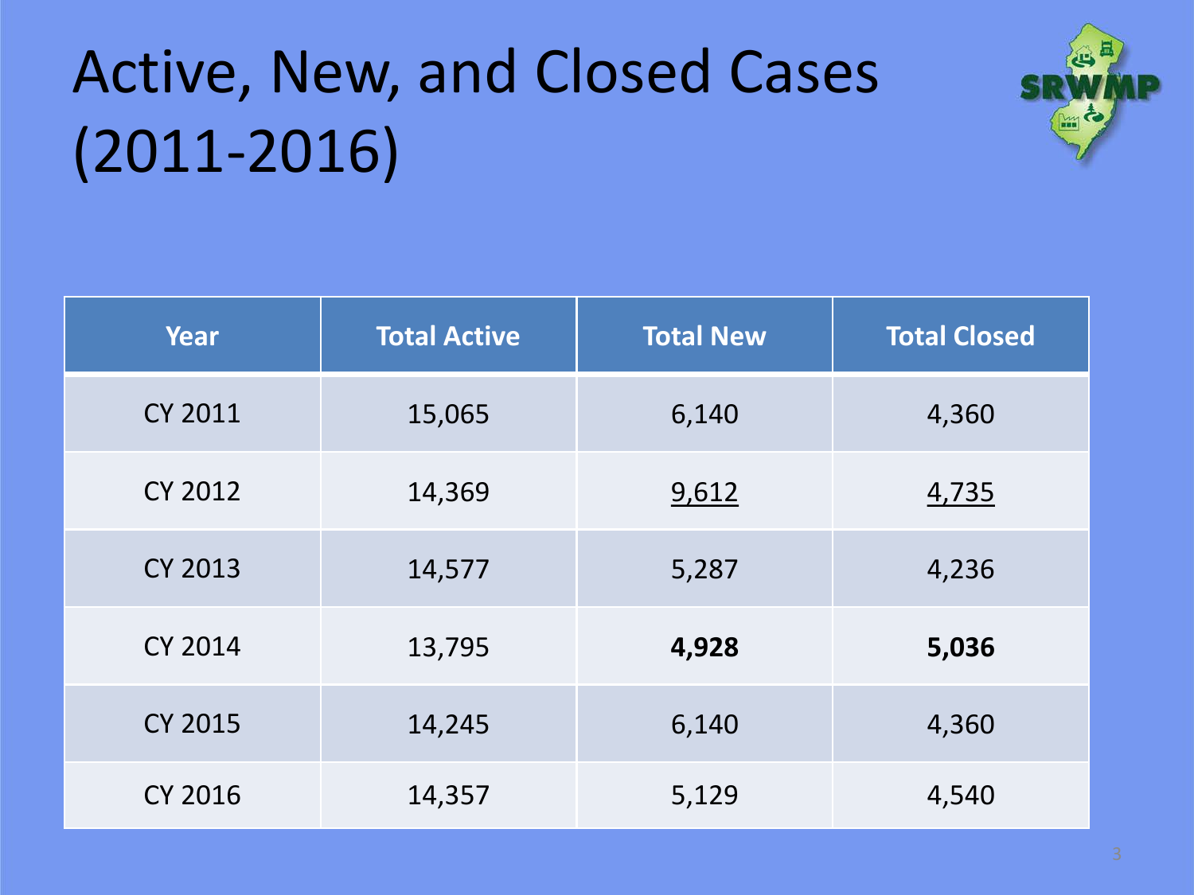# Active, New, and Closed Cases (2011-2016)

| Year | Total Active | Total New | Total Closed |
|---|---|---|---|
| CY 2011 | 15,065 | 6,140 | 4,360 |
| CY 2012 | 14,369 | <u>9,612</u> | <u>4,735</u> |
| CY 2013 | 14,577 | 5,287 | 4,236 |
| CY 2014 | 13,795 | **4,928** | **5,036** |
| CY 2015 | 14,245 | 6,140 | 4,360 |
| CY 2016 | 14,357 | 5,129 | 4,540 |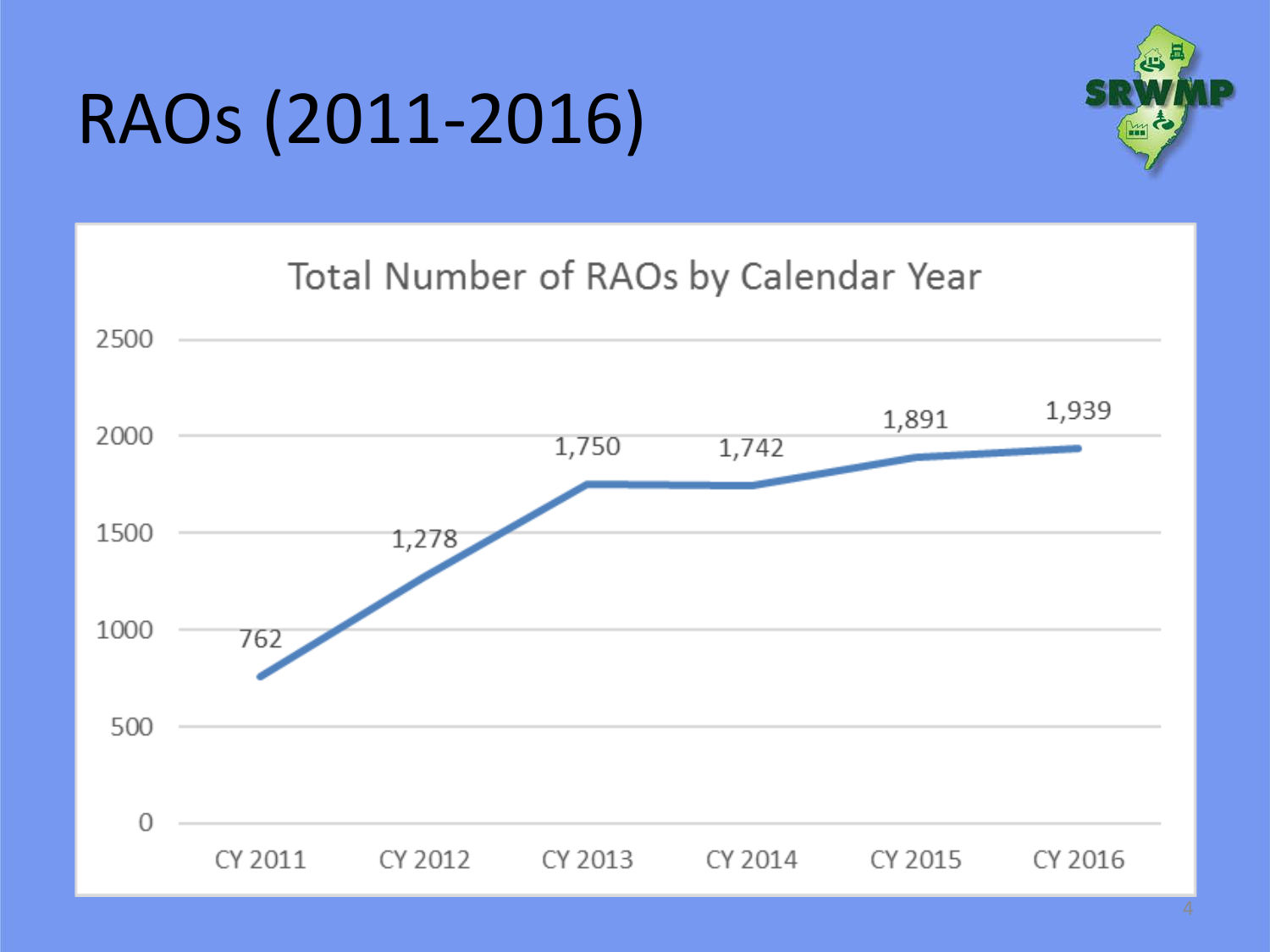# RAOs (2011-2016)

**Total Number of RAOs by Calendar Year**

| Calendar Year | Total Number of RAOs |
|---|---|
| CY 2011 | 762 |
| CY 2012 | 1,278 |
| CY 2013 | 1,750 |
| CY 2014 | 1,742 |
| CY 2015 | 1,891 |
| CY 2016 | 1,939 |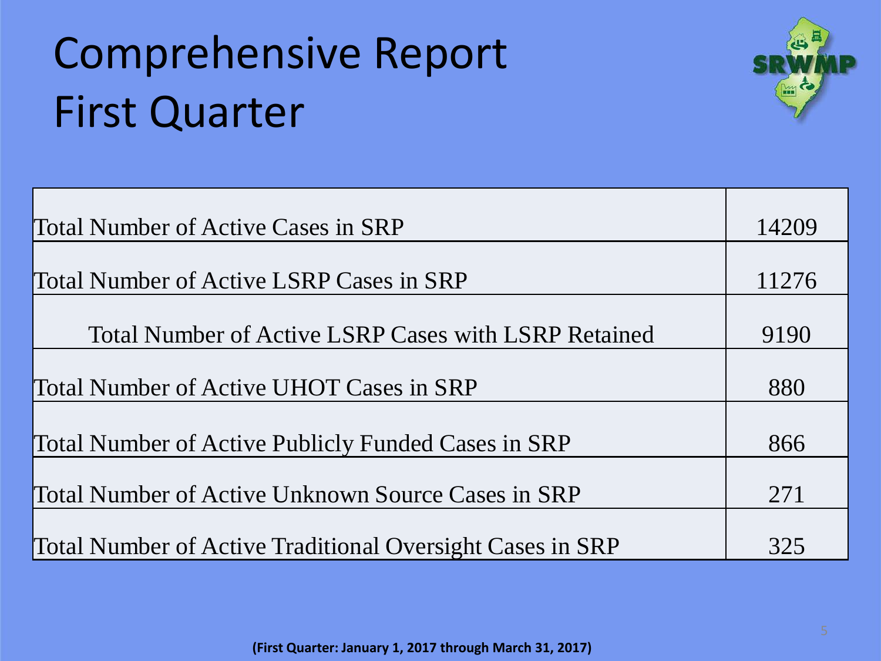# Comprehensive Report First Quarter

| | |
|---|---|
| Total Number of Active Cases in SRP | 14209 |
| Total Number of Active LSRP Cases in SRP | 11276 |
| Total Number of Active LSRP Cases with LSRP Retained | 9190 |
| Total Number of Active UHOT Cases in SRP | 880 |
| Total Number of Active Publicly Funded Cases in SRP | 866 |
| Total Number of Active Unknown Source Cases in SRP | 271 |
| Total Number of Active Traditional Oversight Cases in SRP | 325 |

**(First Quarter: January 1, 2017 through March 31, 2017)**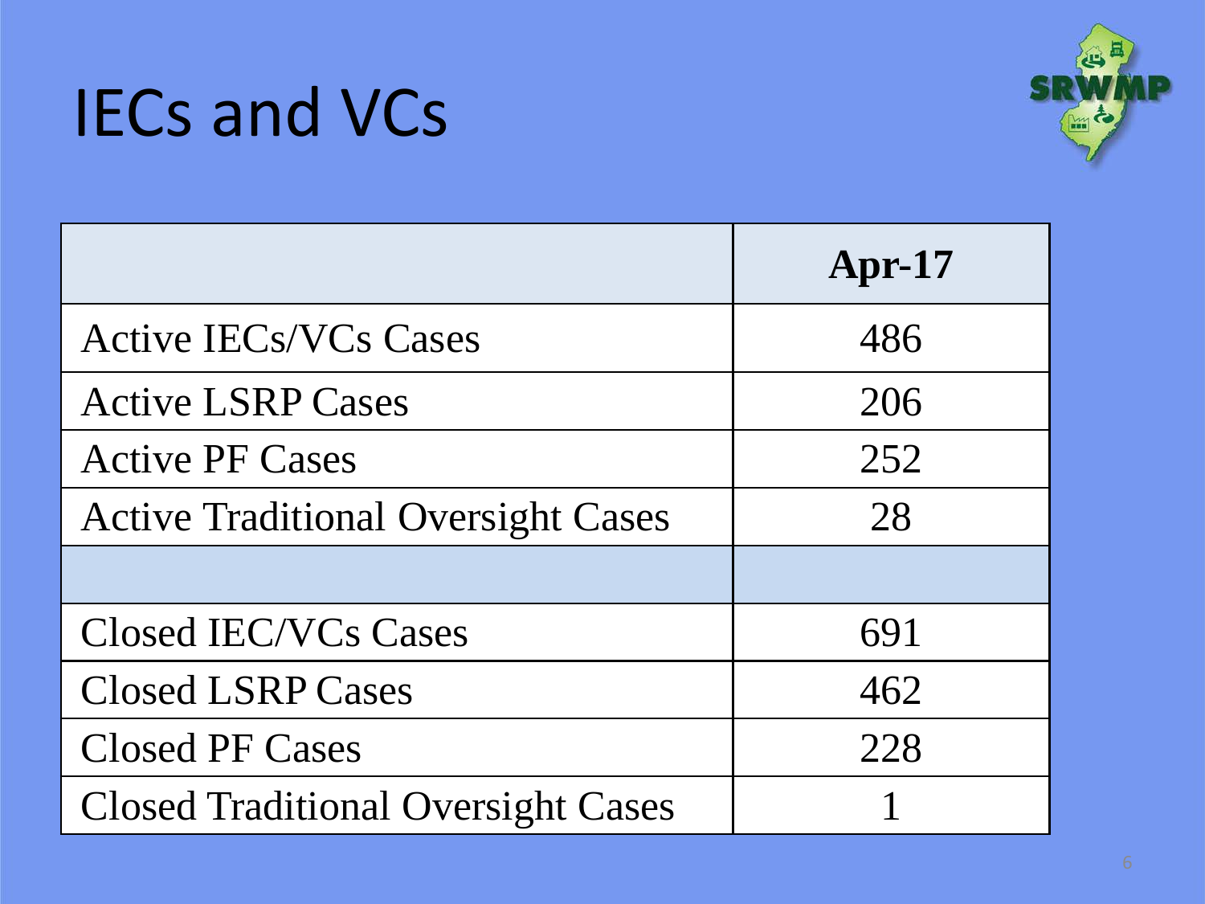# IECs and VCs

| | Apr-17 |
|---|---|
| Active IECs/VCs Cases | 486 |
| Active LSRP Cases | 206 |
| Active PF Cases | 252 |
| Active Traditional Oversight Cases | 28 |
| | |
| Closed IEC/VCs Cases | 691 |
| Closed LSRP Cases | 462 |
| Closed PF Cases | 228 |
| Closed Traditional Oversight Cases | 1 |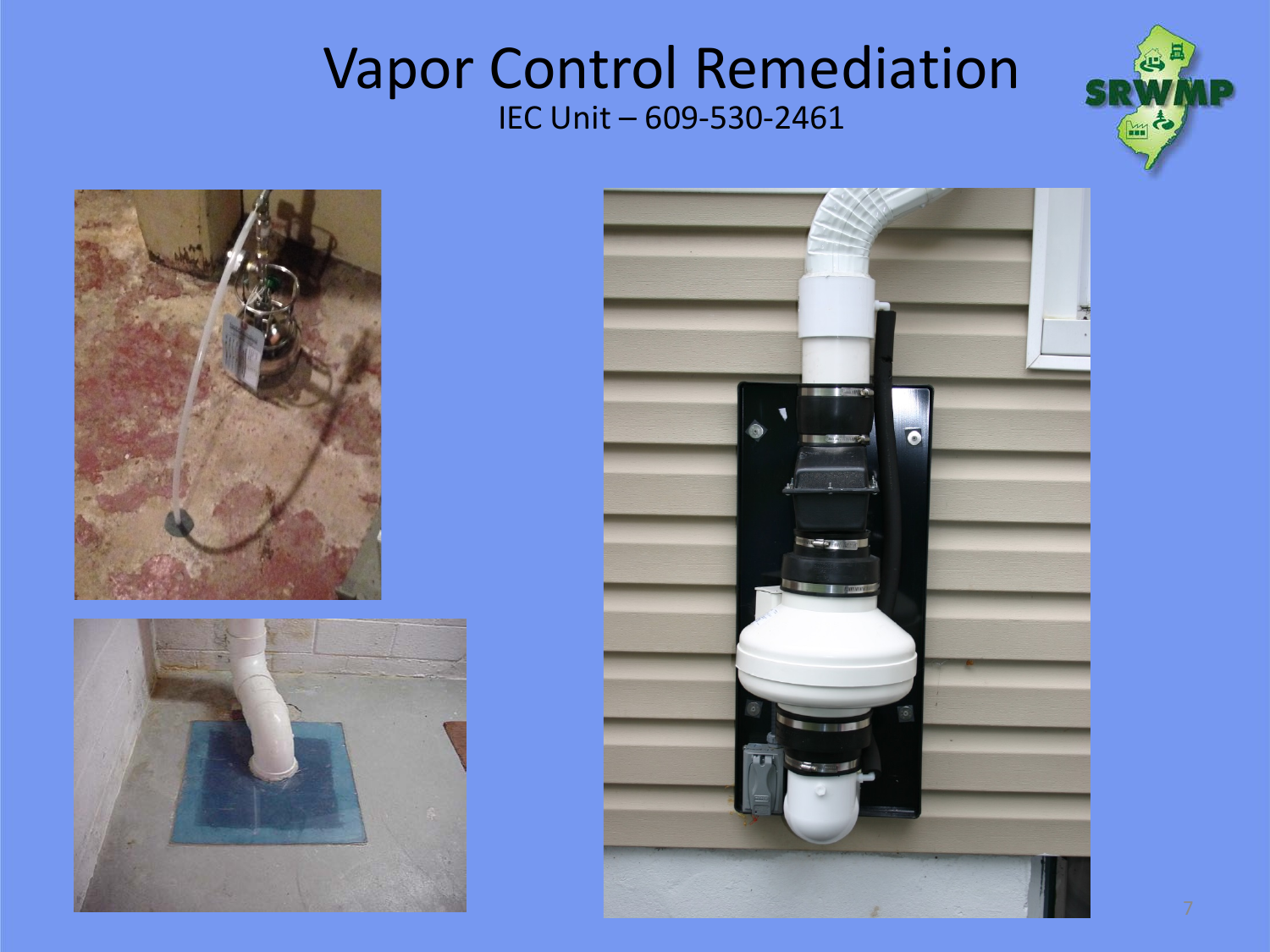# Vapor Control Remediation

IEC Unit – 609-530-2461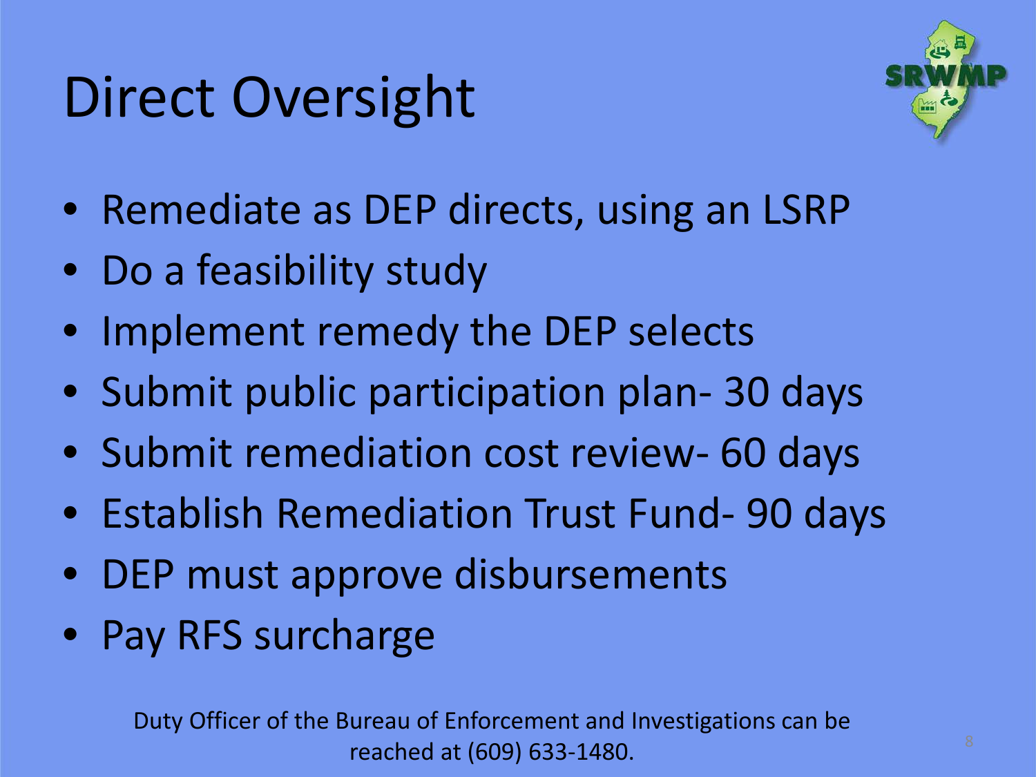# Direct Oversight

- Remediate as DEP directs, using an LSRP
- Do a feasibility study
- Implement remedy the DEP selects
- Submit public participation plan- 30 days
- Submit remediation cost review- 60 days
- Establish Remediation Trust Fund- 90 days
- DEP must approve disbursements
- Pay RFS surcharge

Duty Officer of the Bureau of Enforcement and Investigations can be reached at (609) 633-1480.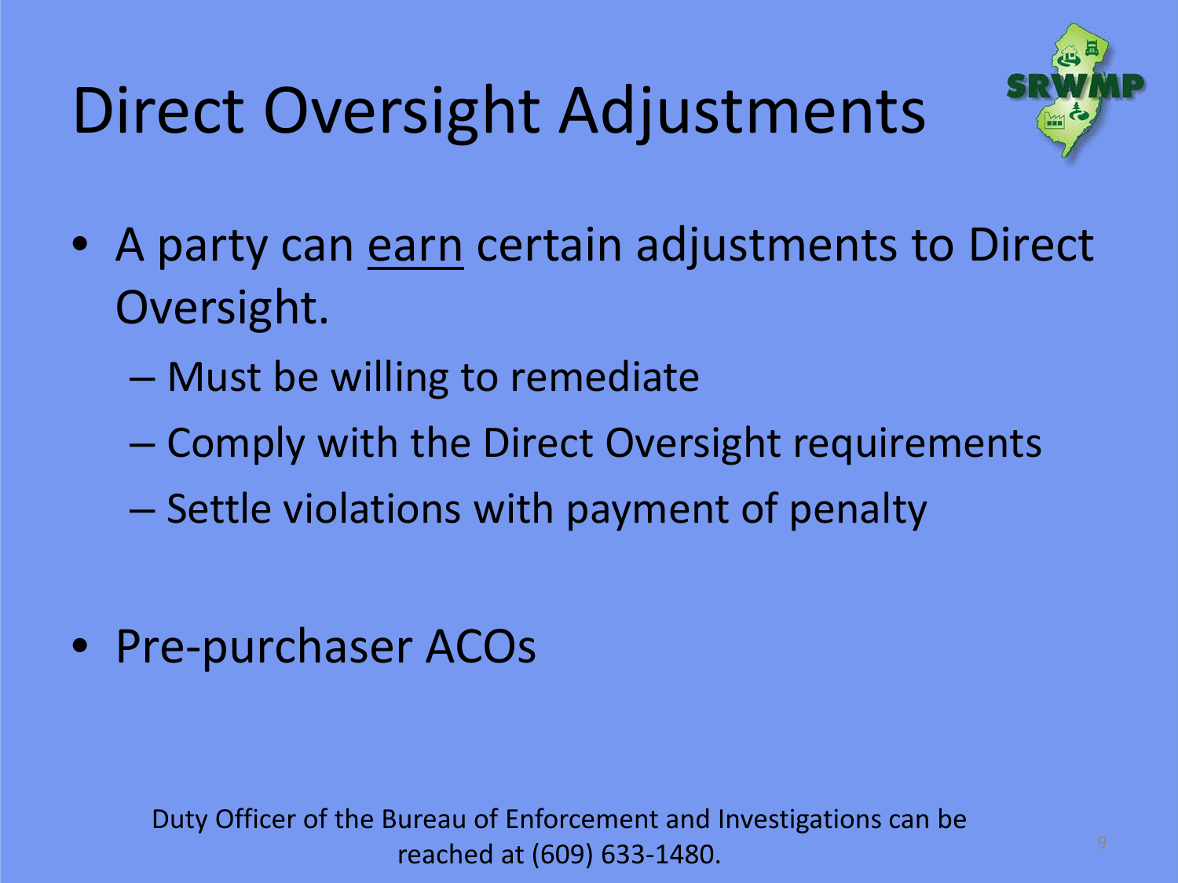# Direct Oversight Adjustments

- A party can <u>earn</u> certain adjustments to Direct Oversight.
  - Must be willing to remediate
  - Comply with the Direct Oversight requirements
  - Settle violations with payment of penalty
- Pre-purchaser ACOs

Duty Officer of the Bureau of Enforcement and Investigations can be reached at (609) 633-1480.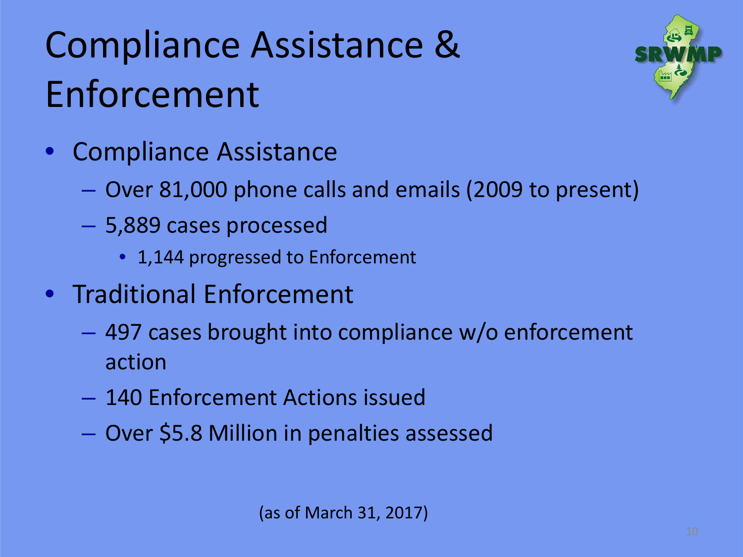# Compliance Assistance & Enforcement

- Compliance Assistance
  - Over 81,000 phone calls and emails (2009 to present)
  - 5,889 cases processed
    - 1,144 progressed to Enforcement
- Traditional Enforcement
  - 497 cases brought into compliance w/o enforcement action
  - 140 Enforcement Actions issued
  - Over $5.8 Million in penalties assessed

(as of March 31, 2017)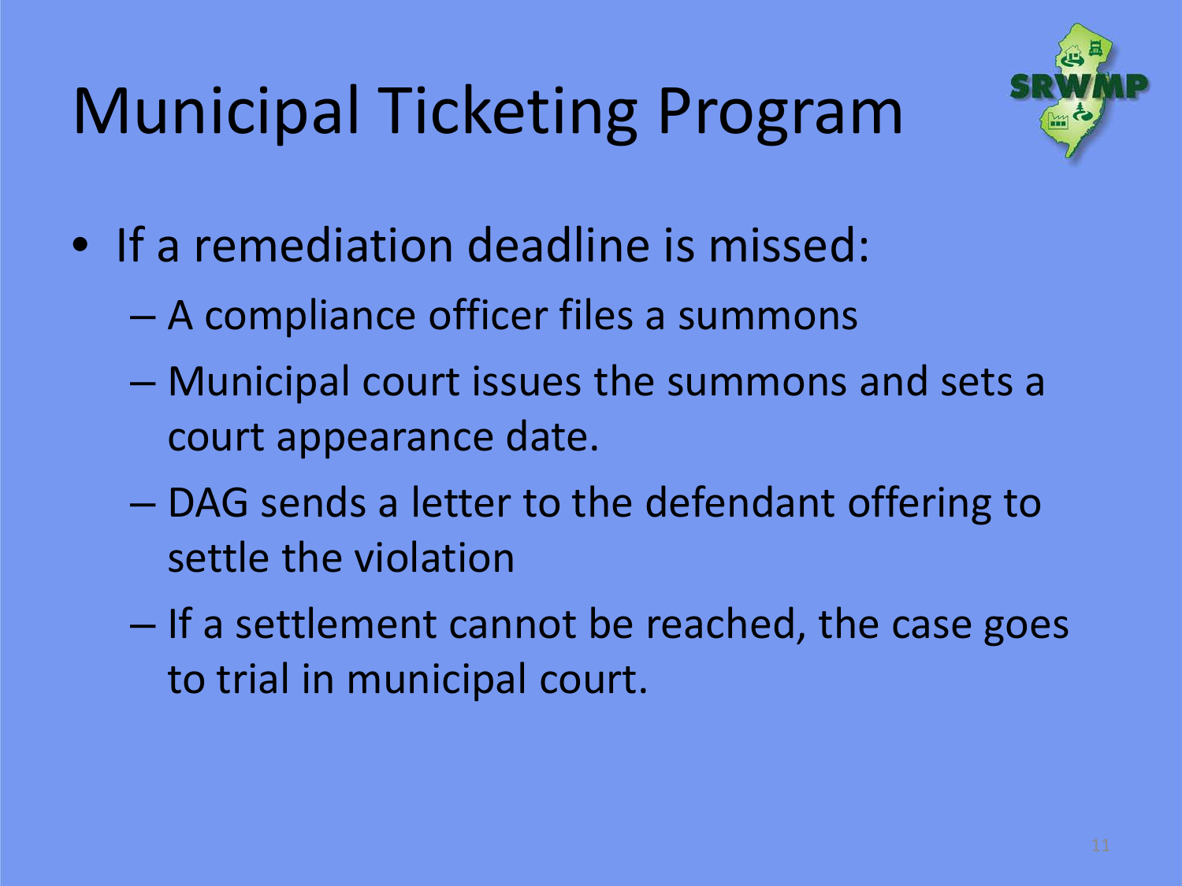# Municipal Ticketing Program

- If a remediation deadline is missed:
  - A compliance officer files a summons
  - Municipal court issues the summons and sets a court appearance date.
  - DAG sends a letter to the defendant offering to settle the violation
  - If a settlement cannot be reached, the case goes to trial in municipal court.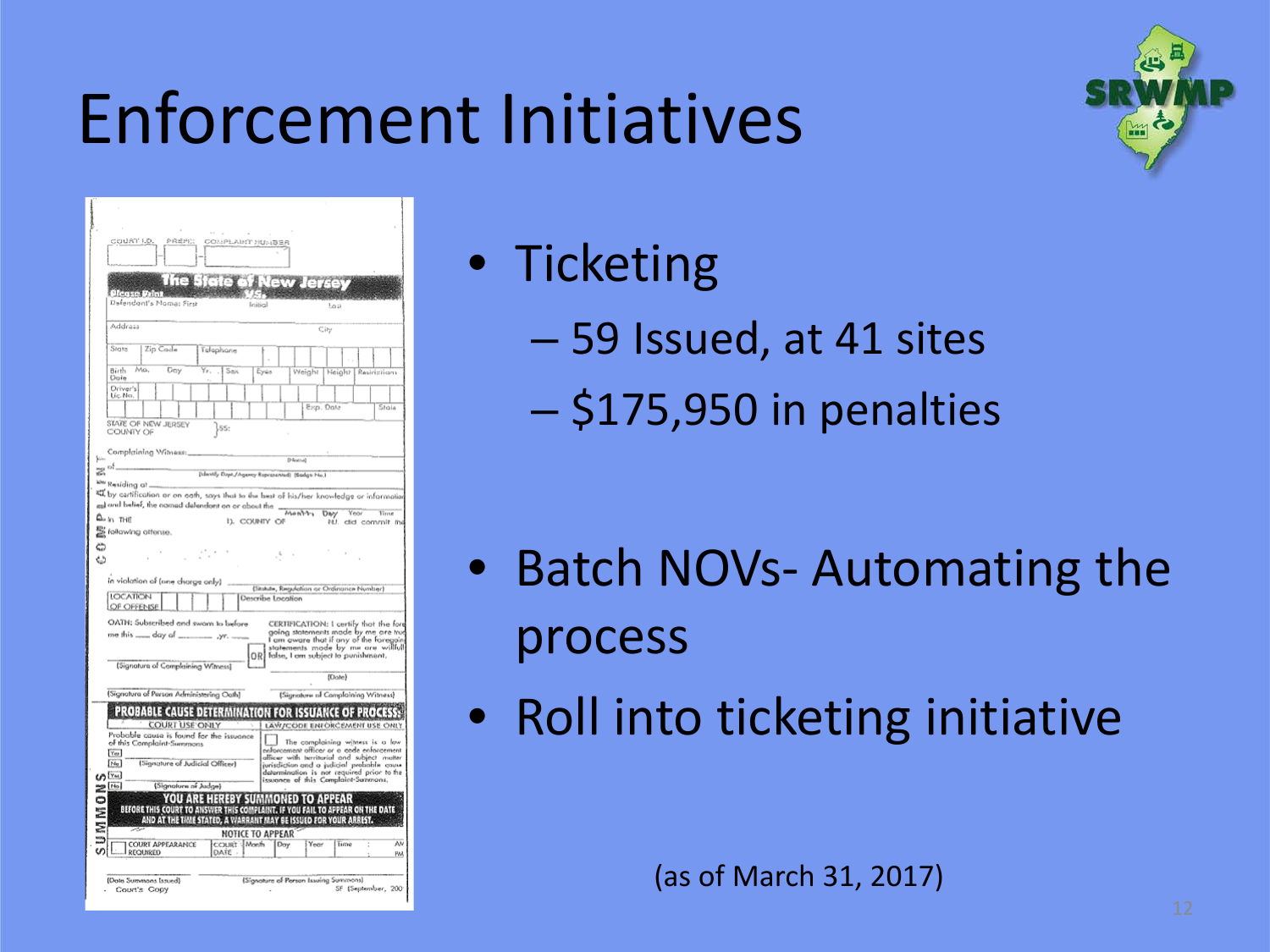# Enforcement Initiatives

- Ticketing
  - 59 Issued, at 41 sites
  - $175,950 in penalties
- Batch NOVs- Automating the process
- Roll into ticketing initiative

(as of March 31, 2017)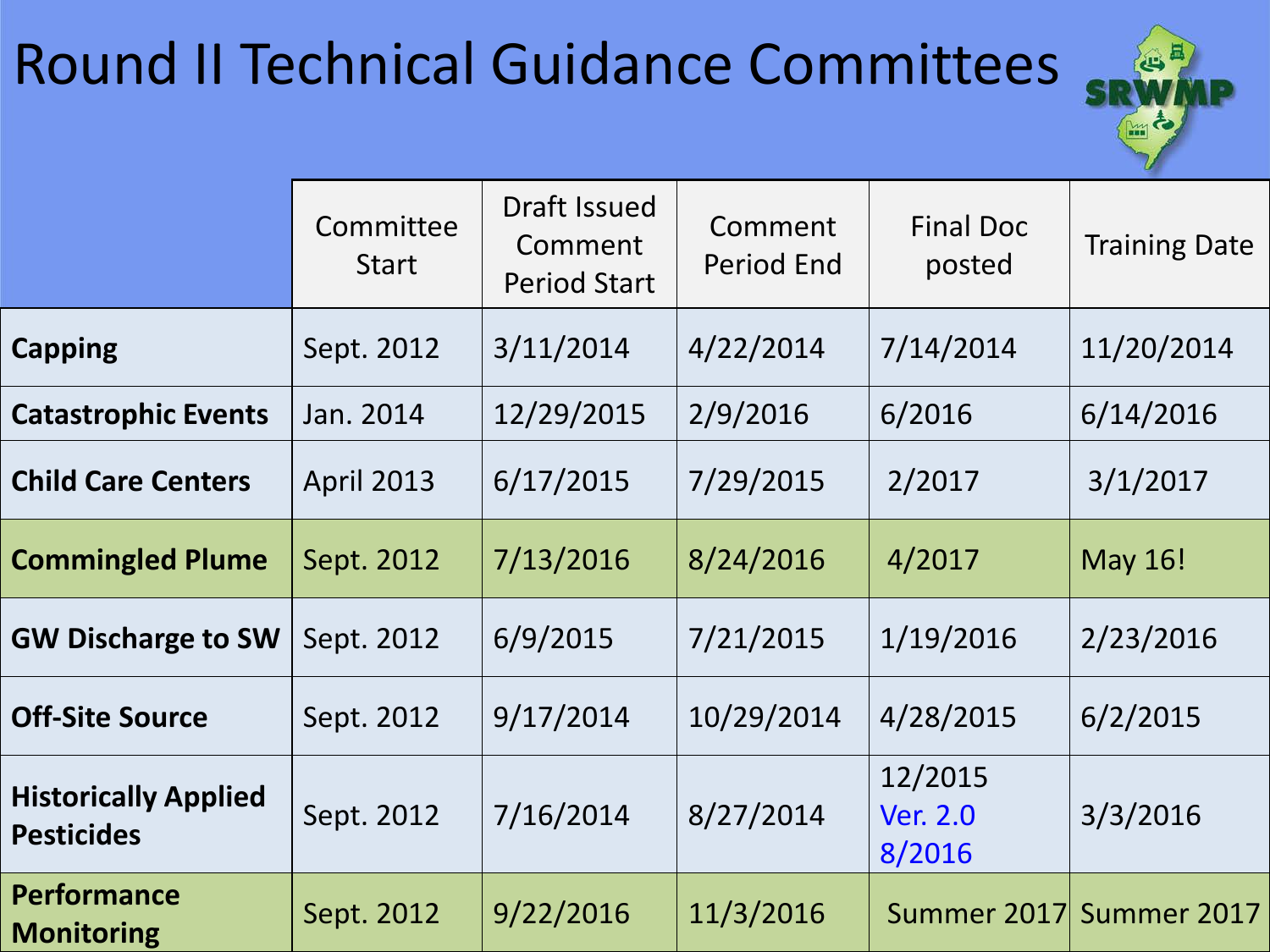# Round II Technical Guidance Committees

SRWMP

| | Committee Start | Draft Issued Comment Period Start | Comment Period End | Final Doc posted | Training Date |
|---|---|---|---|---|---|
| **Capping** | Sept. 2012 | 3/11/2014 | 4/22/2014 | 7/14/2014 | 11/20/2014 |
| **Catastrophic Events** | Jan. 2014 | 12/29/2015 | 2/9/2016 | 6/2016 | 6/14/2016 |
| **Child Care Centers** | April 2013 | 6/17/2015 | 7/29/2015 | 2/2017 | 3/1/2017 |
| **Commingled Plume** | Sept. 2012 | 7/13/2016 | 8/24/2016 | 4/2017 | May 16! |
| **GW Discharge to SW** | Sept. 2012 | 6/9/2015 | 7/21/2015 | 1/19/2016 | 2/23/2016 |
| **Off-Site Source** | Sept. 2012 | 9/17/2014 | 10/29/2014 | 4/28/2015 | 6/2/2015 |
| **Historically Applied Pesticides** | Sept. 2012 | 7/16/2014 | 8/27/2014 | 12/2015 Ver. 2.0 8/2016 | 3/3/2016 |
| **Performance Monitoring** | Sept. 2012 | 9/22/2016 | 11/3/2016 | Summer 2017 | Summer 2017 |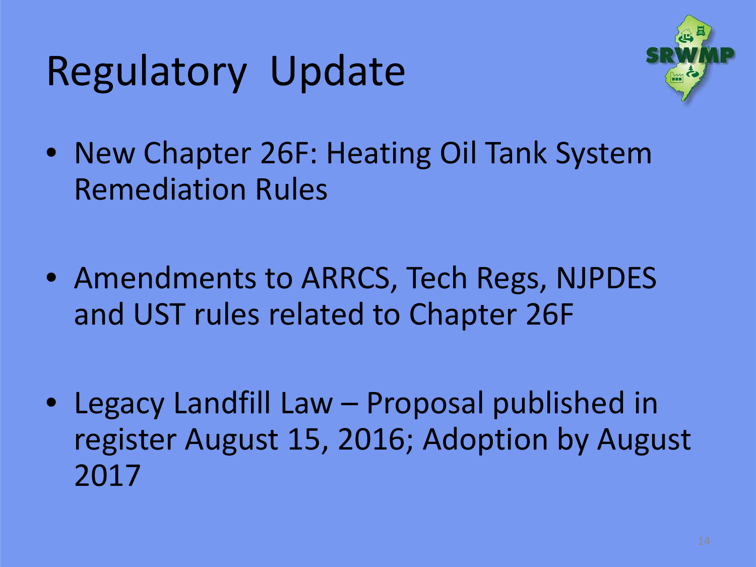# Regulatory Update

- New Chapter 26F: Heating Oil Tank System Remediation Rules
- Amendments to ARRCS, Tech Regs, NJPDES and UST rules related to Chapter 26F
- Legacy Landfill Law – Proposal published in register August 15, 2016; Adoption by August 2017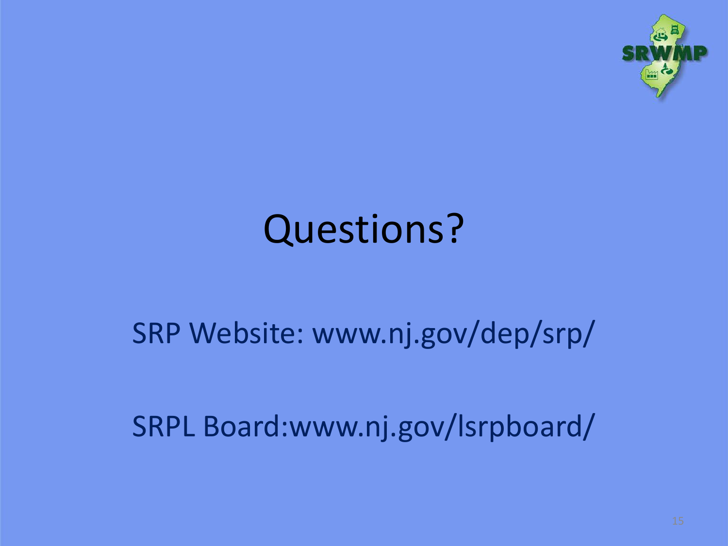# Questions?

SRP Website: www.nj.gov/dep/srp/

SRPL Board:www.nj.gov/lsrpboard/